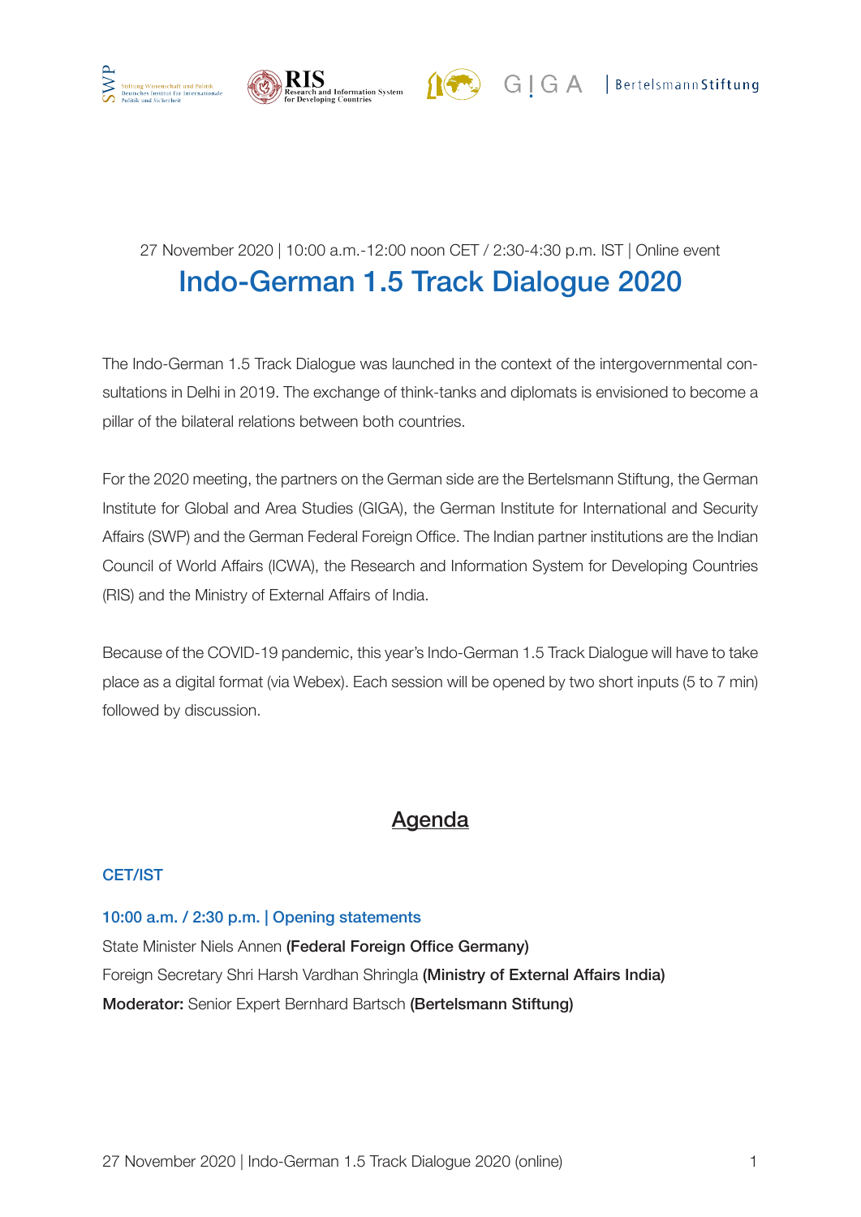27 November 2020 | 10:00 a.m.-12:00 noon CET / 2:30-4:30 p.m. IST | Online event

# Indo-German 1.5 Track Dialogue 2020

The Indo-German 1.5 Track Dialogue was launched in the context of the intergovernmental consultations in Delhi in 2019. The exchange of think-tanks and diplomats is envisioned to become a pillar of the bilateral relations between both countries.

For the 2020 meeting, the partners on the German side are the Bertelsmann Stiftung, the German Institute for Global and Area Studies (GIGA), the German Institute for International and Security Affairs (SWP) and the German Federal Foreign Office. The Indian partner institutions are the Indian Council of World Affairs (ICWA), the Research and Information System for Developing Countries (RIS) and the Ministry of External Affairs of India.

Because of the COVID-19 pandemic, this year's Indo-German 1.5 Track Dialogue will have to take place as a digital format (via Webex). Each session will be opened by two short inputs (5 to 7 min) followed by discussion.

## Agenda

### CET/IST

### 10:00 a.m. / 2:30 p.m. | Opening statements

State Minister Niels Annen **(Federal Foreign Office Germany)**
Foreign Secretary Shri Harsh Vardhan Shringla **(Ministry of External Affairs India)**
**Moderator:** Senior Expert Bernhard Bartsch **(Bertelsmann Stiftung)**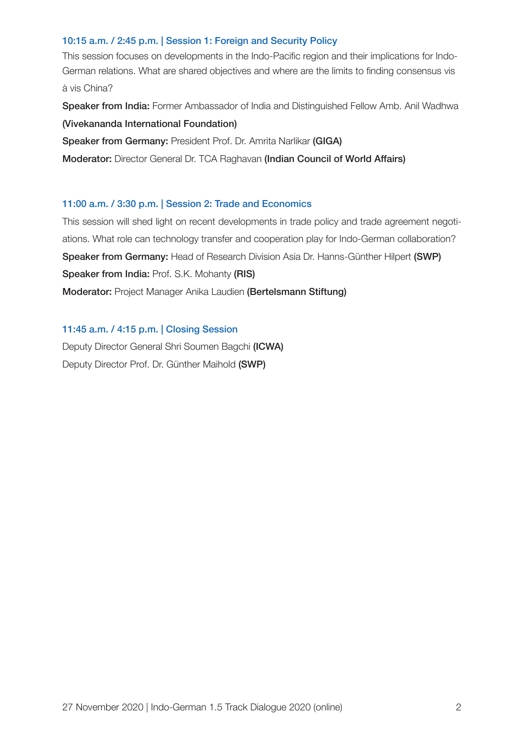### 10:15 a.m. / 2:45 p.m. | Session 1: Foreign and Security Policy

This session focuses on developments in the Indo-Pacific region and their implications for Indo-German relations. What are shared objectives and where are the limits to finding consensus vis à vis China?

**Speaker from India:** Former Ambassador of India and Distinguished Fellow Amb. Anil Wadhwa **(Vivekananda International Foundation)**

**Speaker from Germany:** President Prof. Dr. Amrita Narlikar **(GIGA)**

**Moderator:** Director General Dr. TCA Raghavan **(Indian Council of World Affairs)**

### 11:00 a.m. / 3:30 p.m. | Session 2: Trade and Economics

This session will shed light on recent developments in trade policy and trade agreement negotiations. What role can technology transfer and cooperation play for Indo-German collaboration?

**Speaker from Germany:** Head of Research Division Asia Dr. Hanns-Günther Hilpert **(SWP)**

**Speaker from India:** Prof. S.K. Mohanty **(RIS)**

**Moderator:** Project Manager Anika Laudien **(Bertelsmann Stiftung)**

### 11:45 a.m. / 4:15 p.m. | Closing Session

Deputy Director General Shri Soumen Bagchi **(ICWA)**

Deputy Director Prof. Dr. Günther Maihold **(SWP)**